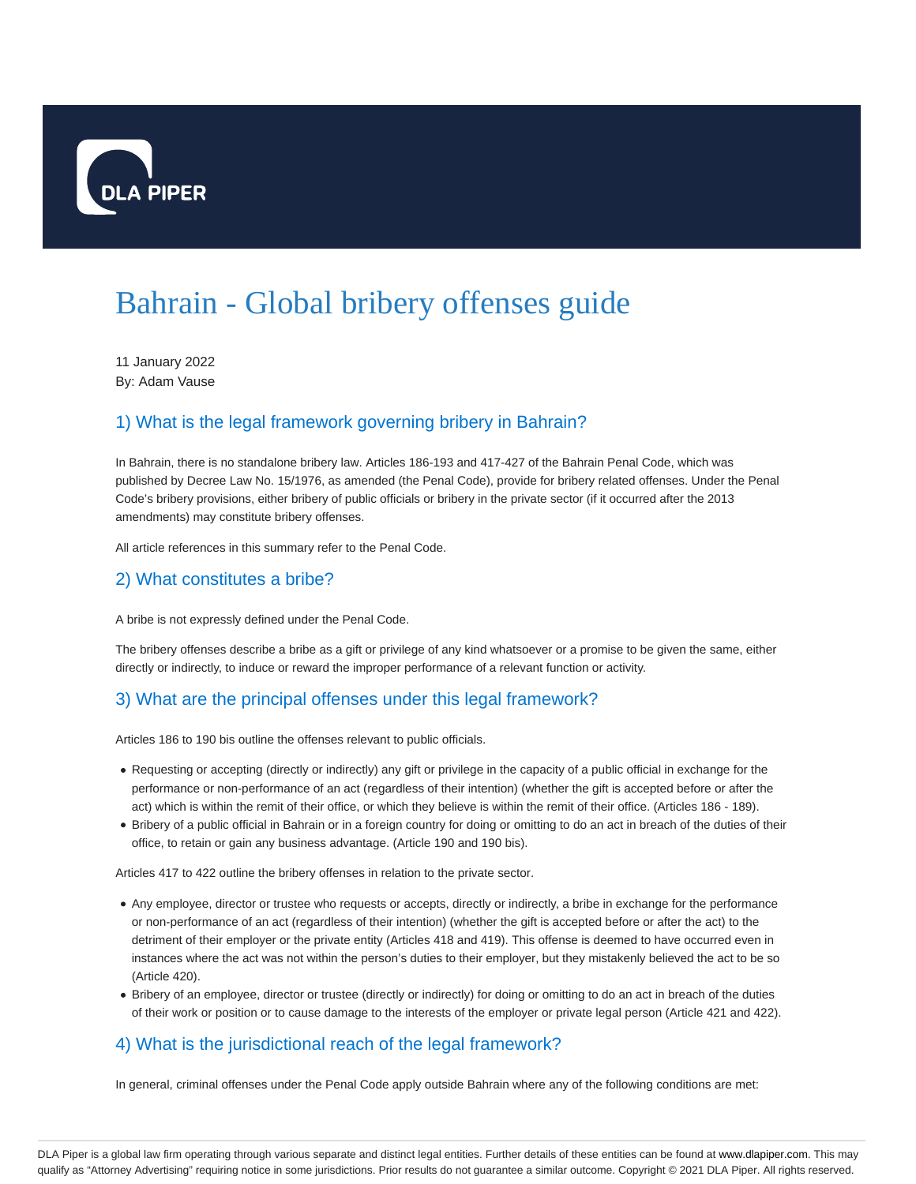DLA PIPER

# Bahrain - Global bribery offenses guide

11 January 2022
By: Adam Vause

## 1) What is the legal framework governing bribery in Bahrain?

In Bahrain, there is no standalone bribery law. Articles 186-193 and 417-427 of the Bahrain Penal Code, which was published by Decree Law No. 15/1976, as amended (the Penal Code), provide for bribery related offenses. Under the Penal Code's bribery provisions, either bribery of public officials or bribery in the private sector (if it occurred after the 2013 amendments) may constitute bribery offenses.

All article references in this summary refer to the Penal Code.

## 2) What constitutes a bribe?

A bribe is not expressly defined under the Penal Code.

The bribery offenses describe a bribe as a gift or privilege of any kind whatsoever or a promise to be given the same, either directly or indirectly, to induce or reward the improper performance of a relevant function or activity.

## 3) What are the principal offenses under this legal framework?

Articles 186 to 190 bis outline the offenses relevant to public officials.

- Requesting or accepting (directly or indirectly) any gift or privilege in the capacity of a public official in exchange for the performance or non-performance of an act (regardless of their intention) (whether the gift is accepted before or after the act) which is within the remit of their office, or which they believe is within the remit of their office. (Articles 186 - 189).
- Bribery of a public official in Bahrain or in a foreign country for doing or omitting to do an act in breach of the duties of their office, to retain or gain any business advantage. (Article 190 and 190 bis).

Articles 417 to 422 outline the bribery offenses in relation to the private sector.

- Any employee, director or trustee who requests or accepts, directly or indirectly, a bribe in exchange for the performance or non-performance of an act (regardless of their intention) (whether the gift is accepted before or after the act) to the detriment of their employer or the private entity (Articles 418 and 419). This offense is deemed to have occurred even in instances where the act was not within the person's duties to their employer, but they mistakenly believed the act to be so (Article 420).
- Bribery of an employee, director or trustee (directly or indirectly) for doing or omitting to do an act in breach of the duties of their work or position or to cause damage to the interests of the employer or private legal person (Article 421 and 422).

## 4) What is the jurisdictional reach of the legal framework?

In general, criminal offenses under the Penal Code apply outside Bahrain where any of the following conditions are met: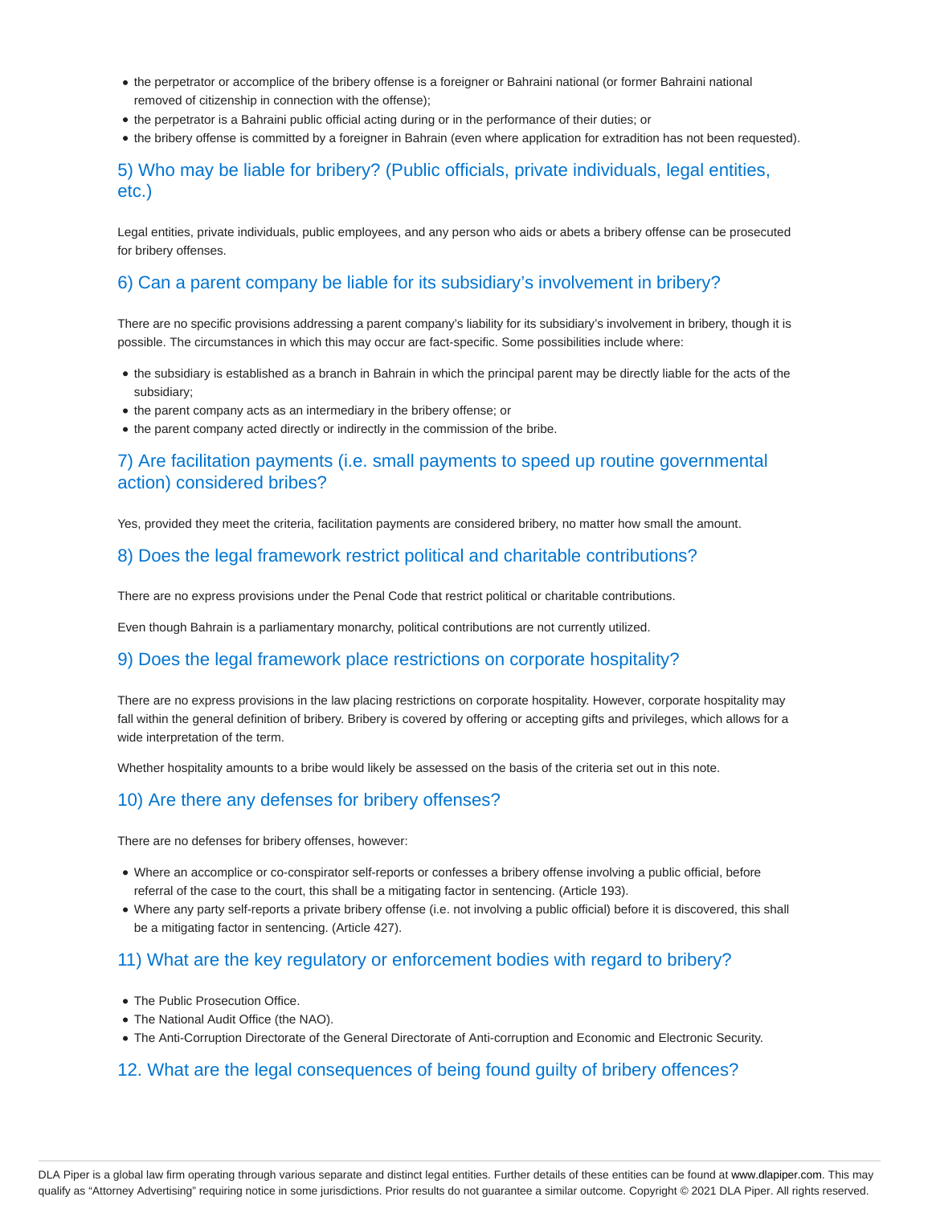- the perpetrator or accomplice of the bribery offense is a foreigner or Bahraini national (or former Bahraini national removed of citizenship in connection with the offense);
- the perpetrator is a Bahraini public official acting during or in the performance of their duties; or
- the bribery offense is committed by a foreigner in Bahrain (even where application for extradition has not been requested).

## 5) Who may be liable for bribery? (Public officials, private individuals, legal entities, etc.)

Legal entities, private individuals, public employees, and any person who aids or abets a bribery offense can be prosecuted for bribery offenses.

## 6) Can a parent company be liable for its subsidiary's involvement in bribery?

There are no specific provisions addressing a parent company's liability for its subsidiary's involvement in bribery, though it is possible. The circumstances in which this may occur are fact-specific. Some possibilities include where:

- the subsidiary is established as a branch in Bahrain in which the principal parent may be directly liable for the acts of the subsidiary;
- the parent company acts as an intermediary in the bribery offense; or
- the parent company acted directly or indirectly in the commission of the bribe.

## 7) Are facilitation payments (i.e. small payments to speed up routine governmental action) considered bribes?

Yes, provided they meet the criteria, facilitation payments are considered bribery, no matter how small the amount.

## 8) Does the legal framework restrict political and charitable contributions?

There are no express provisions under the Penal Code that restrict political or charitable contributions.

Even though Bahrain is a parliamentary monarchy, political contributions are not currently utilized.

## 9) Does the legal framework place restrictions on corporate hospitality?

There are no express provisions in the law placing restrictions on corporate hospitality. However, corporate hospitality may fall within the general definition of bribery. Bribery is covered by offering or accepting gifts and privileges, which allows for a wide interpretation of the term.

Whether hospitality amounts to a bribe would likely be assessed on the basis of the criteria set out in this note.

## 10) Are there any defenses for bribery offenses?

There are no defenses for bribery offenses, however:

- Where an accomplice or co-conspirator self-reports or confesses a bribery offense involving a public official, before referral of the case to the court, this shall be a mitigating factor in sentencing. (Article 193).
- Where any party self-reports a private bribery offense (i.e. not involving a public official) before it is discovered, this shall be a mitigating factor in sentencing. (Article 427).

## 11) What are the key regulatory or enforcement bodies with regard to bribery?

- The Public Prosecution Office.
- The National Audit Office (the NAO).
- The Anti-Corruption Directorate of the General Directorate of Anti-corruption and Economic and Electronic Security.

## 12. What are the legal consequences of being found guilty of bribery offences?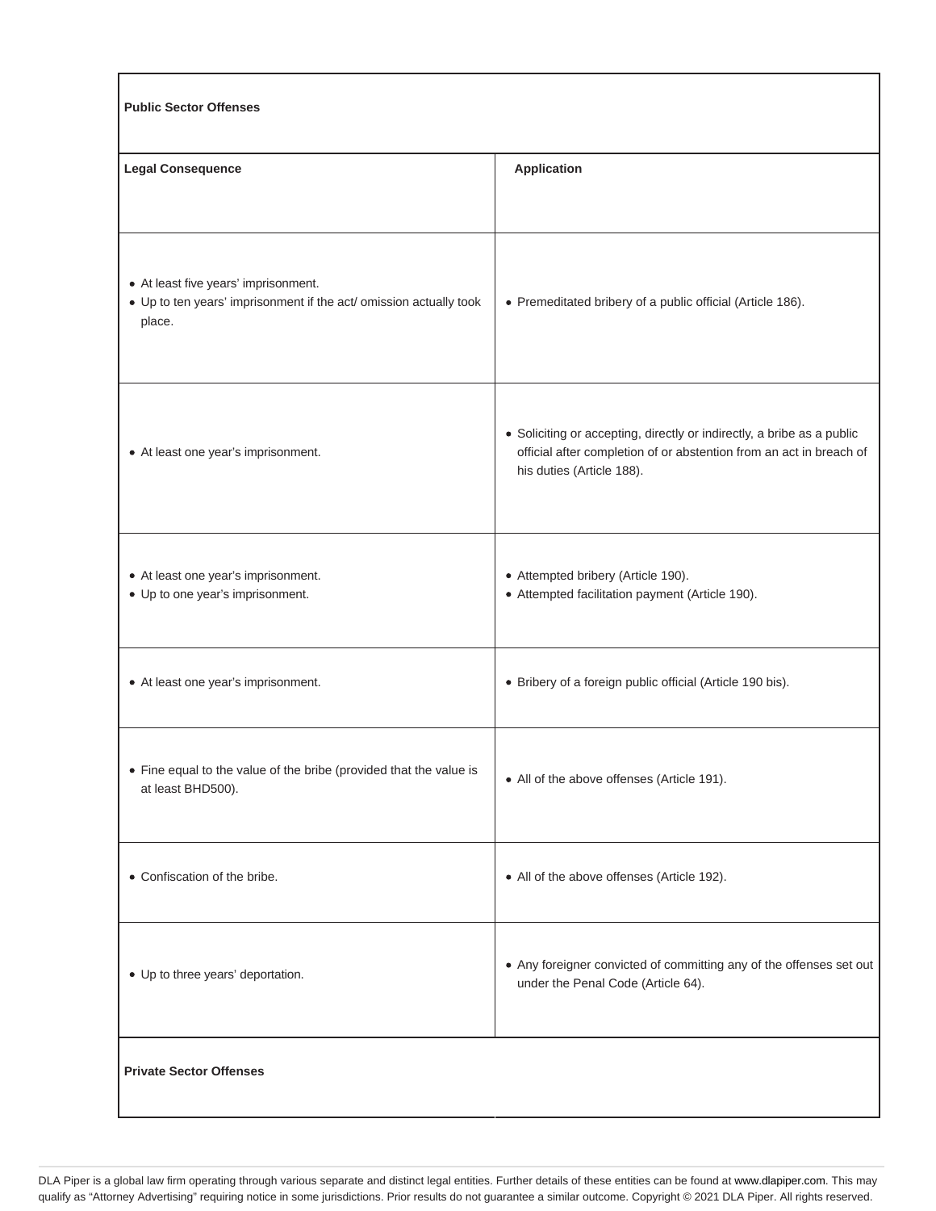| Public Sector Offenses | |
|---|---|
| **Legal Consequence** | **Application** |
| • At least five years' imprisonment.<br>• Up to ten years' imprisonment if the act/ omission actually took place. | • Premeditated bribery of a public official (Article 186). |
| • At least one year's imprisonment. | • Soliciting or accepting, directly or indirectly, a bribe as a public official after completion of or abstention from an act in breach of his duties (Article 188). |
| • At least one year's imprisonment.<br>• Up to one year's imprisonment. | • Attempted bribery (Article 190).<br>• Attempted facilitation payment (Article 190). |
| • At least one year's imprisonment. | • Bribery of a foreign public official (Article 190 bis). |
| • Fine equal to the value of the bribe (provided that the value is at least BHD500). | • All of the above offenses (Article 191). |
| • Confiscation of the bribe. | • All of the above offenses (Article 192). |
| • Up to three years' deportation. | • Any foreigner convicted of committing any of the offenses set out under the Penal Code (Article 64). |
| **Private Sector Offenses** | |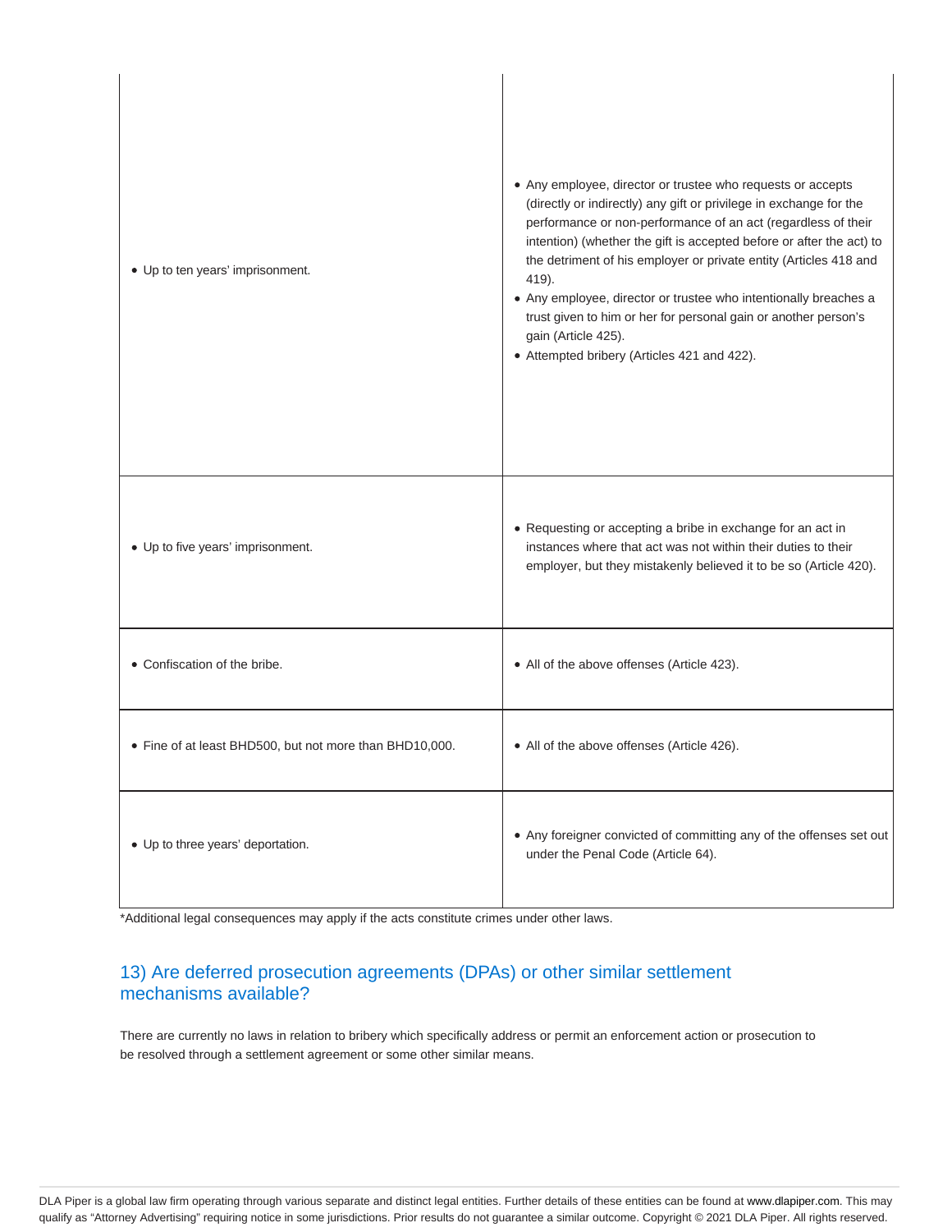| | |
|---|---|
| • Up to ten years' imprisonment. | • Any employee, director or trustee who requests or accepts (directly or indirectly) any gift or privilege in exchange for the performance or non-performance of an act (regardless of their intention) (whether the gift is accepted before or after the act) to the detriment of his employer or private entity (Articles 418 and 419).<br>• Any employee, director or trustee who intentionally breaches a trust given to him or her for personal gain or another person's gain (Article 425).<br>• Attempted bribery (Articles 421 and 422). |
| • Up to five years' imprisonment. | • Requesting or accepting a bribe in exchange for an act in instances where that act was not within their duties to their employer, but they mistakenly believed it to be so (Article 420). |
| • Confiscation of the bribe. | • All of the above offenses (Article 423). |
| • Fine of at least BHD500, but not more than BHD10,000. | • All of the above offenses (Article 426). |
| • Up to three years' deportation. | • Any foreigner convicted of committing any of the offenses set out under the Penal Code (Article 64). |

*Additional legal consequences may apply if the acts constitute crimes under other laws.

## 13) Are deferred prosecution agreements (DPAs) or other similar settlement mechanisms available?

There are currently no laws in relation to bribery which specifically address or permit an enforcement action or prosecution to be resolved through a settlement agreement or some other similar means.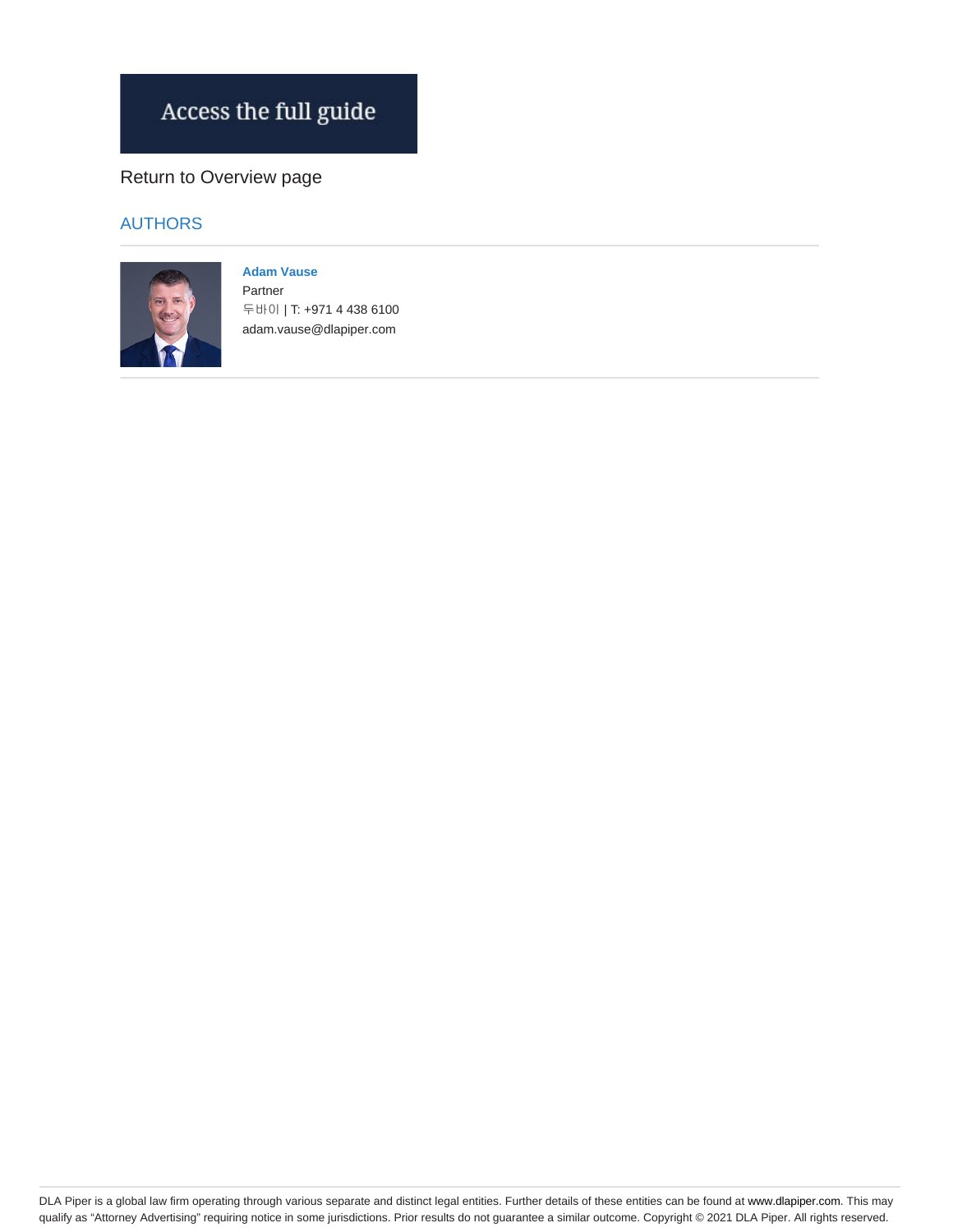Access the full guide

Return to Overview page

## AUTHORS

**Adam Vause**
Partner
두바이 | T: +971 4 438 6100
adam.vause@dlapiper.com

DLA Piper is a global law firm operating through various separate and distinct legal entities. Further details of these entities can be found at www.dlapiper.com. This may qualify as "Attorney Advertising" requiring notice in some jurisdictions. Prior results do not guarantee a similar outcome. Copyright © 2021 DLA Piper. All rights reserved.